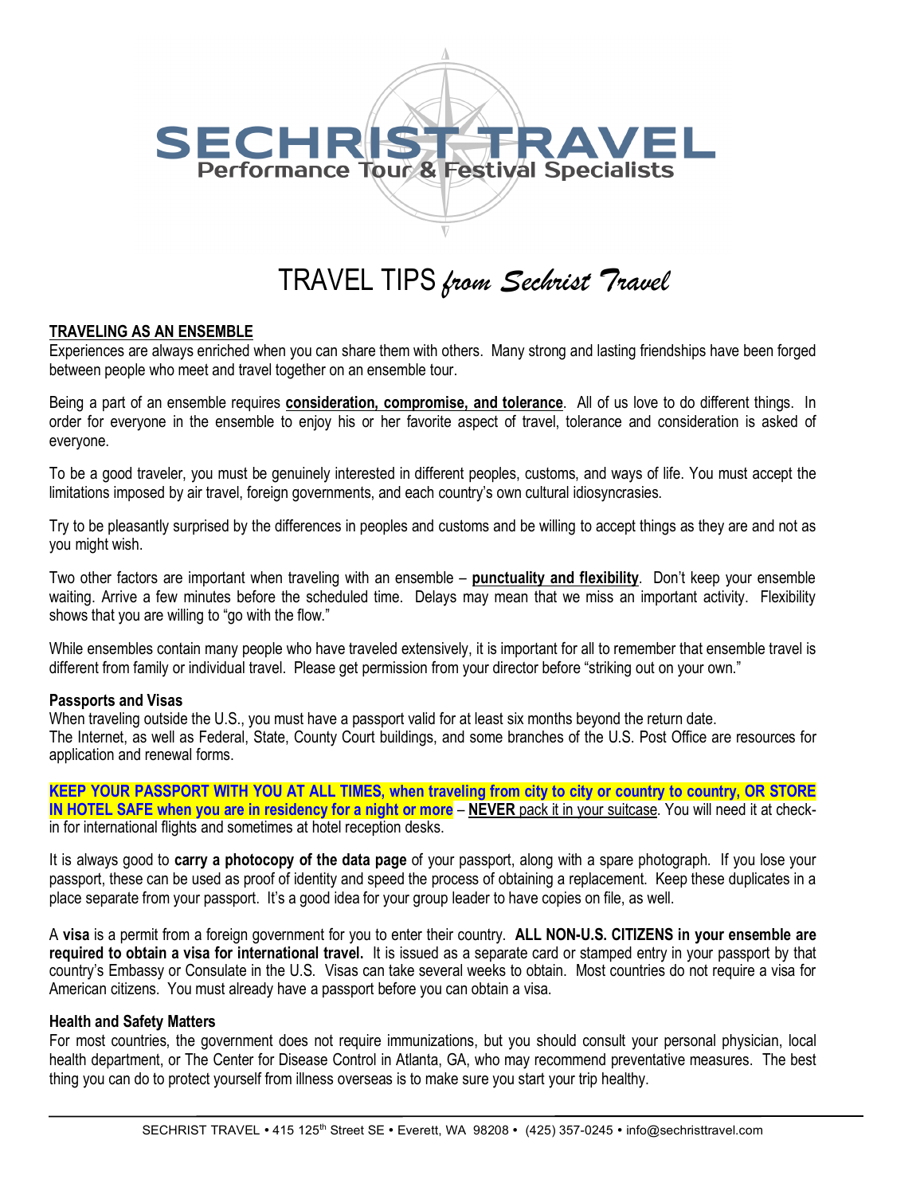# SECHRIST TRAVEL

Performance Tour & Festival Specialists

## TRAVEL TIPS *from Sechrist Travel*

### TRAVELING AS AN ENSEMBLE

Experiences are always enriched when you can share them with others. Many strong and lasting friendships have been forged between people who meet and travel together on an ensemble tour.

Being a part of an ensemble requires **consideration, compromise, and tolerance**. All of us love to do different things. In order for everyone in the ensemble to enjoy his or her favorite aspect of travel, tolerance and consideration is asked of everyone.

To be a good traveler, you must be genuinely interested in different peoples, customs, and ways of life. You must accept the limitations imposed by air travel, foreign governments, and each country's own cultural idiosyncrasies.

Try to be pleasantly surprised by the differences in peoples and customs and be willing to accept things as they are and not as you might wish.

Two other factors are important when traveling with an ensemble – **punctuality and flexibility**. Don't keep your ensemble waiting. Arrive a few minutes before the scheduled time. Delays may mean that we miss an important activity. Flexibility shows that you are willing to "go with the flow."

While ensembles contain many people who have traveled extensively, it is important for all to remember that ensemble travel is different from family or individual travel. Please get permission from your director before "striking out on your own."

#### Passports and Visas

When traveling outside the U.S., you must have a passport valid for at least six months beyond the return date.
The Internet, as well as Federal, State, County Court buildings, and some branches of the U.S. Post Office are resources for application and renewal forms.

**KEEP YOUR PASSPORT WITH YOU AT ALL TIMES, when traveling from city to city or country to country, OR STORE IN HOTEL SAFE when you are in residency for a night or more** – **NEVER** pack it in your suitcase. You will need it at check-in for international flights and sometimes at hotel reception desks.

It is always good to **carry a photocopy of the data page** of your passport, along with a spare photograph. If you lose your passport, these can be used as proof of identity and speed the process of obtaining a replacement. Keep these duplicates in a place separate from your passport. It's a good idea for your group leader to have copies on file, as well.

A **visa** is a permit from a foreign government for you to enter their country. **ALL NON-U.S. CITIZENS in your ensemble are required to obtain a visa for international travel.** It is issued as a separate card or stamped entry in your passport by that country's Embassy or Consulate in the U.S. Visas can take several weeks to obtain. Most countries do not require a visa for American citizens. You must already have a passport before you can obtain a visa.

#### Health and Safety Matters

For most countries, the government does not require immunizations, but you should consult your personal physician, local health department, or The Center for Disease Control in Atlanta, GA, who may recommend preventative measures. The best thing you can do to protect yourself from illness overseas is to make sure you start your trip healthy.

SECHRIST TRAVEL • 415 125th Street SE • Everett, WA 98208 • (425) 357-0245 • info@sechristtravel.com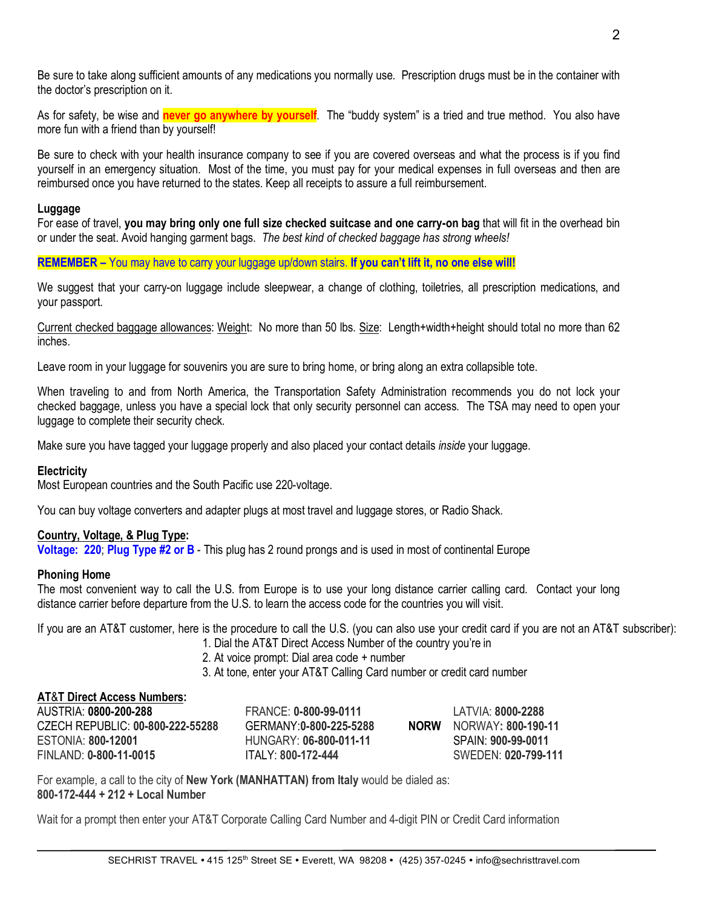Be sure to take along sufficient amounts of any medications you normally use. Prescription drugs must be in the container with the doctor's prescription on it.

As for safety, be wise and **never go anywhere by yourself**. The "buddy system" is a tried and true method. You also have more fun with a friend than by yourself!

Be sure to check with your health insurance company to see if you are covered overseas and what the process is if you find yourself in an emergency situation. Most of the time, you must pay for your medical expenses in full overseas and then are reimbursed once you have returned to the states. Keep all receipts to assure a full reimbursement.

**Luggage**
For ease of travel, **you may bring only one full size checked suitcase and one carry-on bag** that will fit in the overhead bin or under the seat. Avoid hanging garment bags. *The best kind of checked baggage has strong wheels!*

**REMEMBER –** You may have to carry your luggage up/down stairs. **If you can't lift it, no one else will!**

We suggest that your carry-on luggage include sleepwear, a change of clothing, toiletries, all prescription medications, and your passport.

Current checked baggage allowances: Weight: No more than 50 lbs. Size: Length+width+height should total no more than 62 inches.

Leave room in your luggage for souvenirs you are sure to bring home, or bring along an extra collapsible tote.

When traveling to and from North America, the Transportation Safety Administration recommends you do not lock your checked baggage, unless you have a special lock that only security personnel can access. The TSA may need to open your luggage to complete their security check.

Make sure you have tagged your luggage properly and also placed your contact details *inside* your luggage.

**Electricity**
Most European countries and the South Pacific use 220-voltage.

You can buy voltage converters and adapter plugs at most travel and luggage stores, or Radio Shack.

**Country, Voltage, & Plug Type:**
**Voltage: 220**; **Plug Type #2 or B** - This plug has 2 round prongs and is used in most of continental Europe

**Phoning Home**
The most convenient way to call the U.S. from Europe is to use your long distance carrier calling card. Contact your long distance carrier before departure from the U.S. to learn the access code for the countries you will visit.

If you are an AT&T customer, here is the procedure to call the U.S. (you can also use your credit card if you are not an AT&T subscriber):

1. Dial the AT&T Direct Access Number of the country you're in
2. At voice prompt: Dial area code + number
3. At tone, enter your AT&T Calling Card number or credit card number

**AT&T Direct Access Numbers:**

| | | | |
|---|---|---|---|
| AUSTRIA: **0800-200-288** | FRANCE: **0-800-99-0111** | | LATVIA: **8000-2288** |
| CZECH REPUBLIC: **00-800-222-55288** | GERMANY:**0-800-225-5288** | **NORW** | NORWAY**: 800-190-11** |
| ESTONIA: **800-12001** | HUNGARY: **06-800-011-11** | | SPAIN: **900-99-0011** |
| FINLAND: **0-800-11-0015** | ITALY: **800-172-444** | | SWEDEN: **020-799-111** |

For example, a call to the city of **New York (MANHATTAN) from Italy** would be dialed as:
**800-172-444 + 212 + Local Number**

Wait for a prompt then enter your AT&T Corporate Calling Card Number and 4-digit PIN or Credit Card information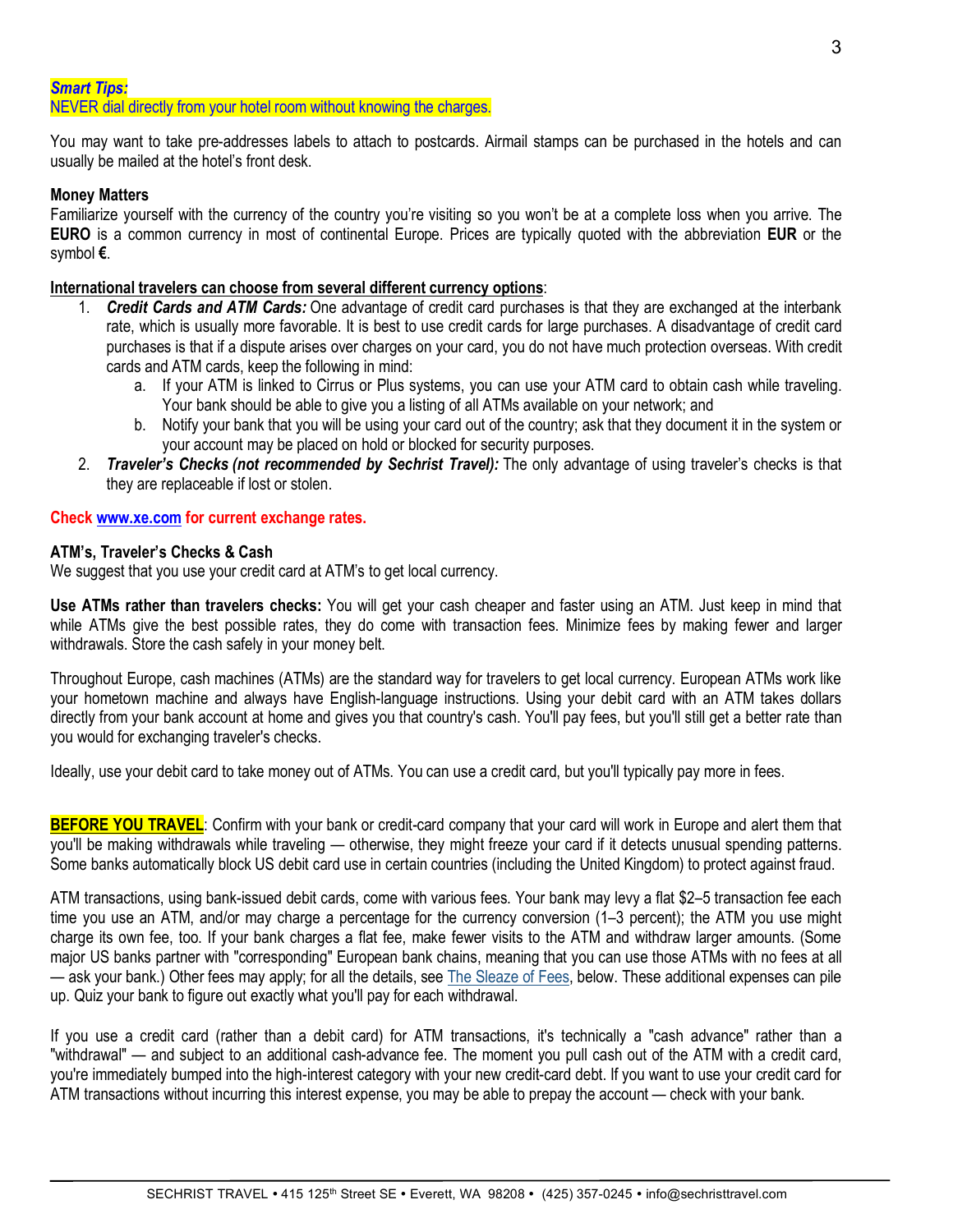***Smart Tips:***
NEVER dial directly from your hotel room without knowing the charges.

You may want to take pre-addresses labels to attach to postcards. Airmail stamps can be purchased in the hotels and can usually be mailed at the hotel's front desk.

**Money Matters**
Familiarize yourself with the currency of the country you're visiting so you won't be at a complete loss when you arrive. The **EURO** is a common currency in most of continental Europe. Prices are typically quoted with the abbreviation **EUR** or the symbol **€**.

**International travelers can choose from several different currency options**:

1. ***Credit Cards and ATM Cards:*** One advantage of credit card purchases is that they are exchanged at the interbank rate, which is usually more favorable. It is best to use credit cards for large purchases. A disadvantage of credit card purchases is that if a dispute arises over charges on your card, you do not have much protection overseas. With credit cards and ATM cards, keep the following in mind:
   a. If your ATM is linked to Cirrus or Plus systems, you can use your ATM card to obtain cash while traveling. Your bank should be able to give you a listing of all ATMs available on your network; and
   b. Notify your bank that you will be using your card out of the country; ask that they document it in the system or your account may be placed on hold or blocked for security purposes.
2. ***Traveler's Checks (not recommended by Sechrist Travel):*** The only advantage of using traveler's checks is that they are replaceable if lost or stolen.

**Check www.xe.com for current exchange rates.**

**ATM's, Traveler's Checks & Cash**
We suggest that you use your credit card at ATM's to get local currency.

**Use ATMs rather than travelers checks:** You will get your cash cheaper and faster using an ATM. Just keep in mind that while ATMs give the best possible rates, they do come with transaction fees. Minimize fees by making fewer and larger withdrawals. Store the cash safely in your money belt.

Throughout Europe, cash machines (ATMs) are the standard way for travelers to get local currency. European ATMs work like your hometown machine and always have English-language instructions. Using your debit card with an ATM takes dollars directly from your bank account at home and gives you that country's cash. You'll pay fees, but you'll still get a better rate than you would for exchanging traveler's checks.

Ideally, use your debit card to take money out of ATMs. You can use a credit card, but you'll typically pay more in fees.

**BEFORE YOU TRAVEL**: Confirm with your bank or credit-card company that your card will work in Europe and alert them that you'll be making withdrawals while traveling — otherwise, they might freeze your card if it detects unusual spending patterns. Some banks automatically block US debit card use in certain countries (including the United Kingdom) to protect against fraud.

ATM transactions, using bank-issued debit cards, come with various fees. Your bank may levy a flat $2–5 transaction fee each time you use an ATM, and/or may charge a percentage for the currency conversion (1–3 percent); the ATM you use might charge its own fee, too. If your bank charges a flat fee, make fewer visits to the ATM and withdraw larger amounts. (Some major US banks partner with "corresponding" European bank chains, meaning that you can use those ATMs with no fees at all — ask your bank.) Other fees may apply; for all the details, see The Sleaze of Fees, below. These additional expenses can pile up. Quiz your bank to figure out exactly what you'll pay for each withdrawal.

If you use a credit card (rather than a debit card) for ATM transactions, it's technically a "cash advance" rather than a "withdrawal" — and subject to an additional cash-advance fee. The moment you pull cash out of the ATM with a credit card, you're immediately bumped into the high-interest category with your new credit-card debt. If you want to use your credit card for ATM transactions without incurring this interest expense, you may be able to prepay the account — check with your bank.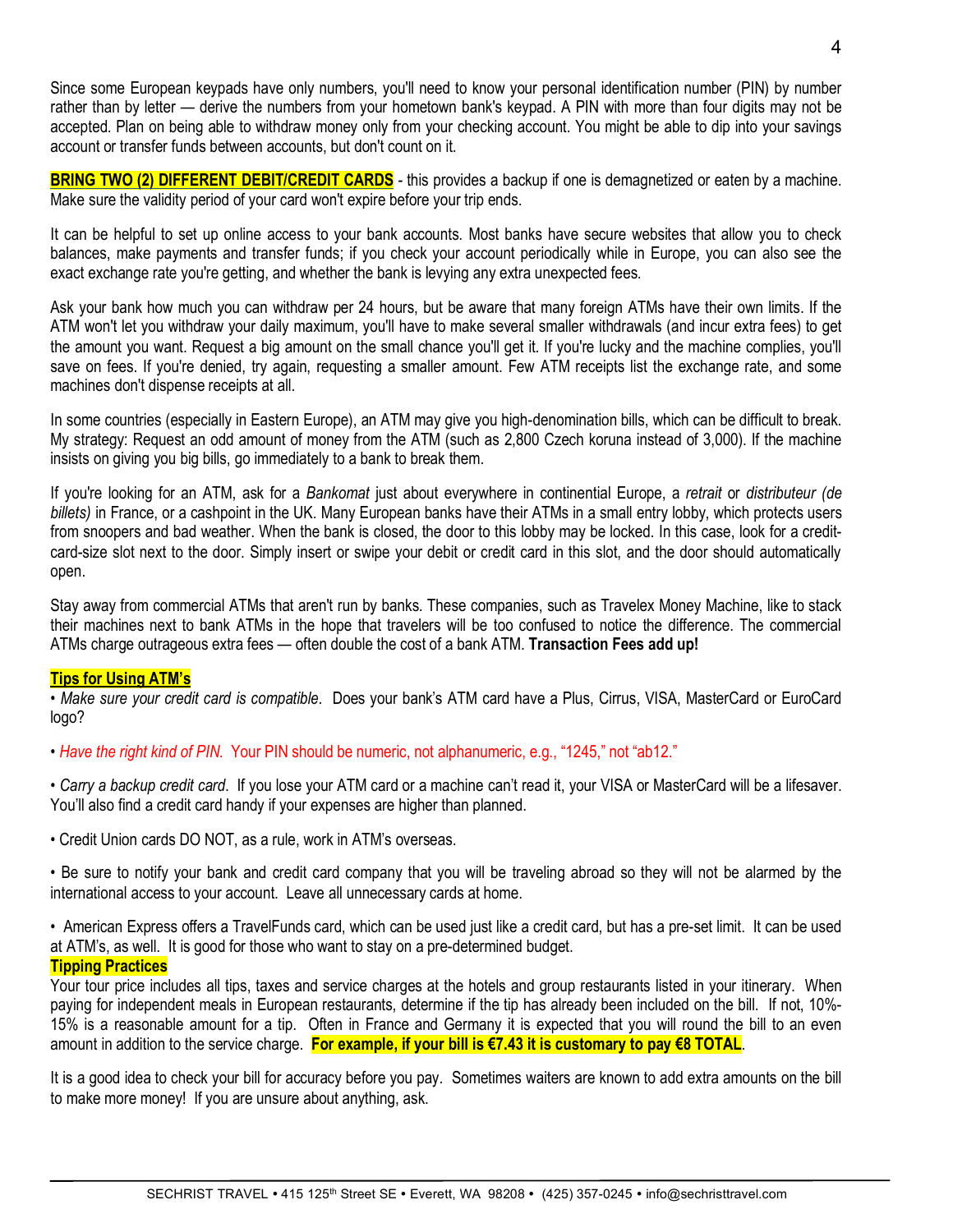Since some European keypads have only numbers, you'll need to know your personal identification number (PIN) by number rather than by letter — derive the numbers from your hometown bank's keypad. A PIN with more than four digits may not be accepted. Plan on being able to withdraw money only from your checking account. You might be able to dip into your savings account or transfer funds between accounts, but don't count on it.

**BRING TWO (2) DIFFERENT DEBIT/CREDIT CARDS** - this provides a backup if one is demagnetized or eaten by a machine. Make sure the validity period of your card won't expire before your trip ends.

It can be helpful to set up online access to your bank accounts. Most banks have secure websites that allow you to check balances, make payments and transfer funds; if you check your account periodically while in Europe, you can also see the exact exchange rate you're getting, and whether the bank is levying any extra unexpected fees.

Ask your bank how much you can withdraw per 24 hours, but be aware that many foreign ATMs have their own limits. If the ATM won't let you withdraw your daily maximum, you'll have to make several smaller withdrawals (and incur extra fees) to get the amount you want. Request a big amount on the small chance you'll get it. If you're lucky and the machine complies, you'll save on fees. If you're denied, try again, requesting a smaller amount. Few ATM receipts list the exchange rate, and some machines don't dispense receipts at all.

In some countries (especially in Eastern Europe), an ATM may give you high-denomination bills, which can be difficult to break. My strategy: Request an odd amount of money from the ATM (such as 2,800 Czech koruna instead of 3,000). If the machine insists on giving you big bills, go immediately to a bank to break them.

If you're looking for an ATM, ask for a *Bankomat* just about everywhere in continental Europe, a *retrait* or *distributeur (de billets)* in France, or a cashpoint in the UK. Many European banks have their ATMs in a small entry lobby, which protects users from snoopers and bad weather. When the bank is closed, the door to this lobby may be locked. In this case, look for a credit-card-size slot next to the door. Simply insert or swipe your debit or credit card in this slot, and the door should automatically open.

Stay away from commercial ATMs that aren't run by banks. These companies, such as Travelex Money Machine, like to stack their machines next to bank ATMs in the hope that travelers will be too confused to notice the difference. The commercial ATMs charge outrageous extra fees — often double the cost of a bank ATM. **Transaction Fees add up!**

**Tips for Using ATM's**

• *Make sure your credit card is compatible*. Does your bank's ATM card have a Plus, Cirrus, VISA, MasterCard or EuroCard logo?

• *Have the right kind of PIN*. Your PIN should be numeric, not alphanumeric, e.g., "1245," not "ab12."

• *Carry a backup credit card*. If you lose your ATM card or a machine can't read it, your VISA or MasterCard will be a lifesaver. You'll also find a credit card handy if your expenses are higher than planned.

• Credit Union cards DO NOT, as a rule, work in ATM's overseas.

• Be sure to notify your bank and credit card company that you will be traveling abroad so they will not be alarmed by the international access to your account. Leave all unnecessary cards at home.

• American Express offers a TravelFunds card, which can be used just like a credit card, but has a pre-set limit. It can be used at ATM's, as well. It is good for those who want to stay on a pre-determined budget.

**Tipping Practices**

Your tour price includes all tips, taxes and service charges at the hotels and group restaurants listed in your itinerary. When paying for independent meals in European restaurants, determine if the tip has already been included on the bill. If not, 10%-15% is a reasonable amount for a tip. Often in France and Germany it is expected that you will round the bill to an even amount in addition to the service charge. **For example, if your bill is €7.43 it is customary to pay €8 TOTAL**.

It is a good idea to check your bill for accuracy before you pay. Sometimes waiters are known to add extra amounts on the bill to make more money! If you are unsure about anything, ask.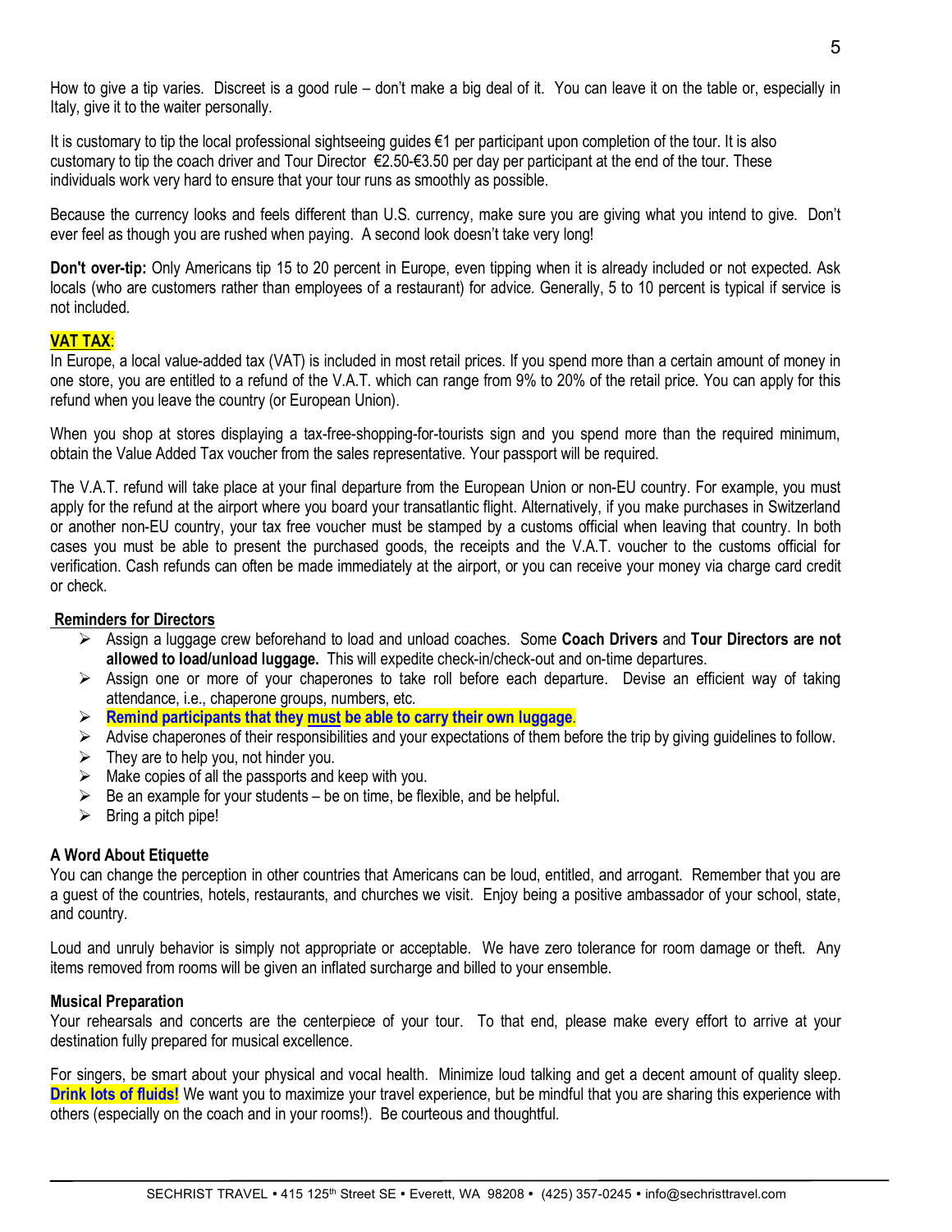How to give a tip varies. Discreet is a good rule – don't make a big deal of it. You can leave it on the table or, especially in Italy, give it to the waiter personally.

It is customary to tip the local professional sightseeing guides €1 per participant upon completion of the tour. It is also customary to tip the coach driver and Tour Director €2.50-€3.50 per day per participant at the end of the tour. These individuals work very hard to ensure that your tour runs as smoothly as possible.

Because the currency looks and feels different than U.S. currency, make sure you are giving what you intend to give. Don't ever feel as though you are rushed when paying. A second look doesn't take very long!

**Don't over-tip:** Only Americans tip 15 to 20 percent in Europe, even tipping when it is already included or not expected. Ask locals (who are customers rather than employees of a restaurant) for advice. Generally, 5 to 10 percent is typical if service is not included.

**VAT TAX**:

In Europe, a local value-added tax (VAT) is included in most retail prices. If you spend more than a certain amount of money in one store, you are entitled to a refund of the V.A.T. which can range from 9% to 20% of the retail price. You can apply for this refund when you leave the country (or European Union).

When you shop at stores displaying a tax-free-shopping-for-tourists sign and you spend more than the required minimum, obtain the Value Added Tax voucher from the sales representative. Your passport will be required.

The V.A.T. refund will take place at your final departure from the European Union or non-EU country. For example, you must apply for the refund at the airport where you board your transatlantic flight. Alternatively, if you make purchases in Switzerland or another non-EU country, your tax free voucher must be stamped by a customs official when leaving that country. In both cases you must be able to present the purchased goods, the receipts and the V.A.T. voucher to the customs official for verification. Cash refunds can often be made immediately at the airport, or you can receive your money via charge card credit or check.

**Reminders for Directors**

- Assign a luggage crew beforehand to load and unload coaches. Some **Coach Drivers** and **Tour Directors are not allowed to load/unload luggage.** This will expedite check-in/check-out and on-time departures.
- Assign one or more of your chaperones to take roll before each departure. Devise an efficient way of taking attendance, i.e., chaperone groups, numbers, etc.
- **Remind participants that they must be able to carry their own luggage**.
- Advise chaperones of their responsibilities and your expectations of them before the trip by giving guidelines to follow.
- They are to help you, not hinder you.
- Make copies of all the passports and keep with you.
- Be an example for your students – be on time, be flexible, and be helpful.
- Bring a pitch pipe!

**A Word About Etiquette**

You can change the perception in other countries that Americans can be loud, entitled, and arrogant. Remember that you are a guest of the countries, hotels, restaurants, and churches we visit. Enjoy being a positive ambassador of your school, state, and country.

Loud and unruly behavior is simply not appropriate or acceptable. We have zero tolerance for room damage or theft. Any items removed from rooms will be given an inflated surcharge and billed to your ensemble.

**Musical Preparation**

Your rehearsals and concerts are the centerpiece of your tour. To that end, please make every effort to arrive at your destination fully prepared for musical excellence.

For singers, be smart about your physical and vocal health. Minimize loud talking and get a decent amount of quality sleep. **Drink lots of fluids!** We want you to maximize your travel experience, but be mindful that you are sharing this experience with others (especially on the coach and in your rooms!). Be courteous and thoughtful.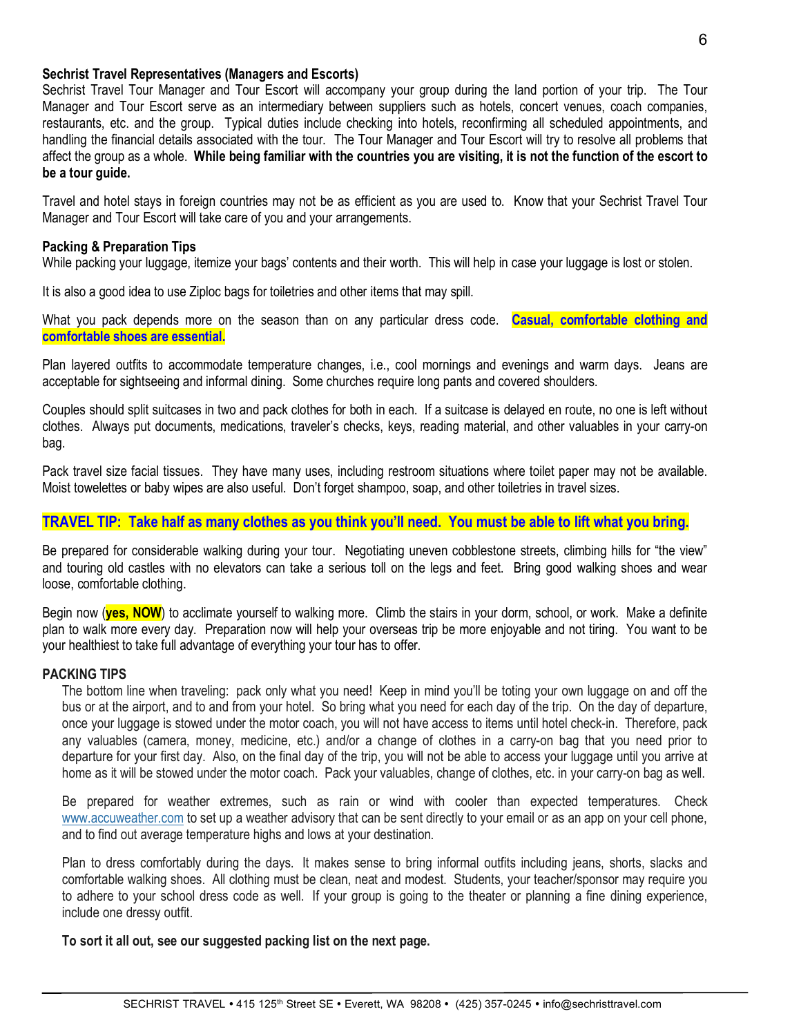**Sechrist Travel Representatives (Managers and Escorts)**

Sechrist Travel Tour Manager and Tour Escort will accompany your group during the land portion of your trip. The Tour Manager and Tour Escort serve as an intermediary between suppliers such as hotels, concert venues, coach companies, restaurants, etc. and the group. Typical duties include checking into hotels, reconfirming all scheduled appointments, and handling the financial details associated with the tour. The Tour Manager and Tour Escort will try to resolve all problems that affect the group as a whole. **While being familiar with the countries you are visiting, it is not the function of the escort to be a tour guide.**

Travel and hotel stays in foreign countries may not be as efficient as you are used to. Know that your Sechrist Travel Tour Manager and Tour Escort will take care of you and your arrangements.

**Packing & Preparation Tips**

While packing your luggage, itemize your bags' contents and their worth. This will help in case your luggage is lost or stolen.

It is also a good idea to use Ziploc bags for toiletries and other items that may spill.

What you pack depends more on the season than on any particular dress code. **Casual, comfortable clothing and comfortable shoes are essential.**

Plan layered outfits to accommodate temperature changes, i.e., cool mornings and evenings and warm days. Jeans are acceptable for sightseeing and informal dining. Some churches require long pants and covered shoulders.

Couples should split suitcases in two and pack clothes for both in each. If a suitcase is delayed en route, no one is left without clothes. Always put documents, medications, traveler's checks, keys, reading material, and other valuables in your carry-on bag.

Pack travel size facial tissues. They have many uses, including restroom situations where toilet paper may not be available. Moist towelettes or baby wipes are also useful. Don't forget shampoo, soap, and other toiletries in travel sizes.

**TRAVEL TIP: Take half as many clothes as you think you'll need. You must be able to lift what you bring.**

Be prepared for considerable walking during your tour. Negotiating uneven cobblestone streets, climbing hills for "the view" and touring old castles with no elevators can take a serious toll on the legs and feet. Bring good walking shoes and wear loose, comfortable clothing.

Begin now (**yes, NOW**) to acclimate yourself to walking more. Climb the stairs in your dorm, school, or work. Make a definite plan to walk more every day. Preparation now will help your overseas trip be more enjoyable and not tiring. You want to be your healthiest to take full advantage of everything your tour has to offer.

**PACKING TIPS**

The bottom line when traveling: pack only what you need! Keep in mind you'll be toting your own luggage on and off the bus or at the airport, and to and from your hotel. So bring what you need for each day of the trip. On the day of departure, once your luggage is stowed under the motor coach, you will not have access to items until hotel check-in. Therefore, pack any valuables (camera, money, medicine, etc.) and/or a change of clothes in a carry-on bag that you need prior to departure for your first day. Also, on the final day of the trip, you will not be able to access your luggage until you arrive at home as it will be stowed under the motor coach. Pack your valuables, change of clothes, etc. in your carry-on bag as well.

Be prepared for weather extremes, such as rain or wind with cooler than expected temperatures. Check www.accuweather.com to set up a weather advisory that can be sent directly to your email or as an app on your cell phone, and to find out average temperature highs and lows at your destination.

Plan to dress comfortably during the days. It makes sense to bring informal outfits including jeans, shorts, slacks and comfortable walking shoes. All clothing must be clean, neat and modest. Students, your teacher/sponsor may require you to adhere to your school dress code as well. If your group is going to the theater or planning a fine dining experience, include one dressy outfit.

**To sort it all out, see our suggested packing list on the next page.**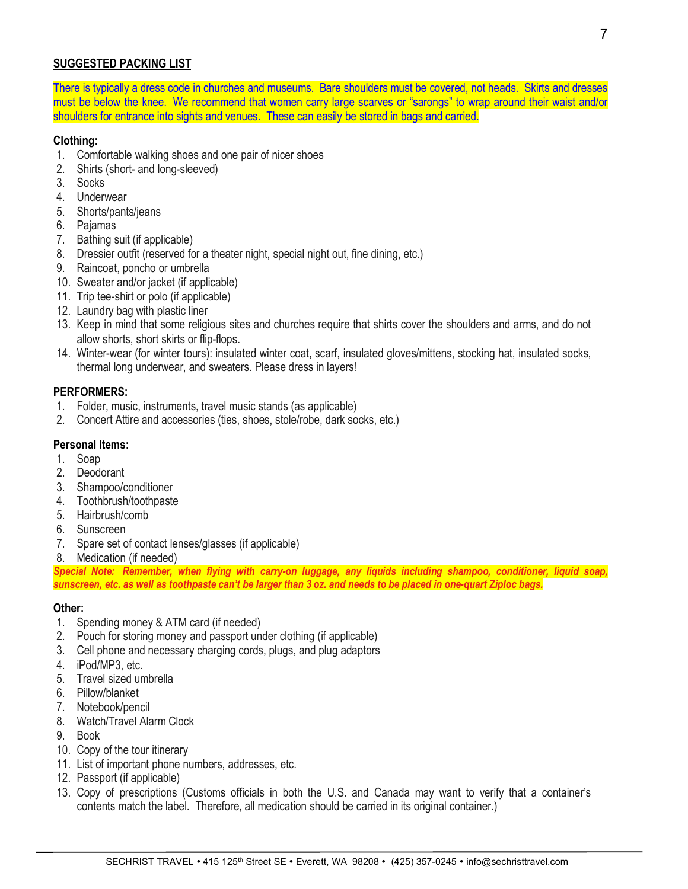## SUGGESTED PACKING LIST

There is typically a dress code in churches and museums. Bare shoulders must be covered, not heads. Skirts and dresses must be below the knee. We recommend that women carry large scarves or "sarongs" to wrap around their waist and/or shoulders for entrance into sights and venues. These can easily be stored in bags and carried.

### Clothing:

1. Comfortable walking shoes and one pair of nicer shoes
2. Shirts (short- and long-sleeved)
3. Socks
4. Underwear
5. Shorts/pants/jeans
6. Pajamas
7. Bathing suit (if applicable)
8. Dressier outfit (reserved for a theater night, special night out, fine dining, etc.)
9. Raincoat, poncho or umbrella
10. Sweater and/or jacket (if applicable)
11. Trip tee-shirt or polo (if applicable)
12. Laundry bag with plastic liner
13. Keep in mind that some religious sites and churches require that shirts cover the shoulders and arms, and do not allow shorts, short skirts or flip-flops.
14. Winter-wear (for winter tours): insulated winter coat, scarf, insulated gloves/mittens, stocking hat, insulated socks, thermal long underwear, and sweaters. Please dress in layers!

### PERFORMERS:

1. Folder, music, instruments, travel music stands (as applicable)
2. Concert Attire and accessories (ties, shoes, stole/robe, dark socks, etc.)

### Personal Items:

1. Soap
2. Deodorant
3. Shampoo/conditioner
4. Toothbrush/toothpaste
5. Hairbrush/comb
6. Sunscreen
7. Spare set of contact lenses/glasses (if applicable)
8. Medication (if needed)

***Special Note: Remember, when flying with carry-on luggage, any liquids including shampoo, conditioner, liquid soap, sunscreen, etc. as well as toothpaste can't be larger than 3 oz. and needs to be placed in one-quart Ziploc bags.***

### Other:

1. Spending money & ATM card (if needed)
2. Pouch for storing money and passport under clothing (if applicable)
3. Cell phone and necessary charging cords, plugs, and plug adaptors
4. iPod/MP3, etc.
5. Travel sized umbrella
6. Pillow/blanket
7. Notebook/pencil
8. Watch/Travel Alarm Clock
9. Book
10. Copy of the tour itinerary
11. List of important phone numbers, addresses, etc.
12. Passport (if applicable)
13. Copy of prescriptions (Customs officials in both the U.S. and Canada may want to verify that a container's contents match the label. Therefore, all medication should be carried in its original container.)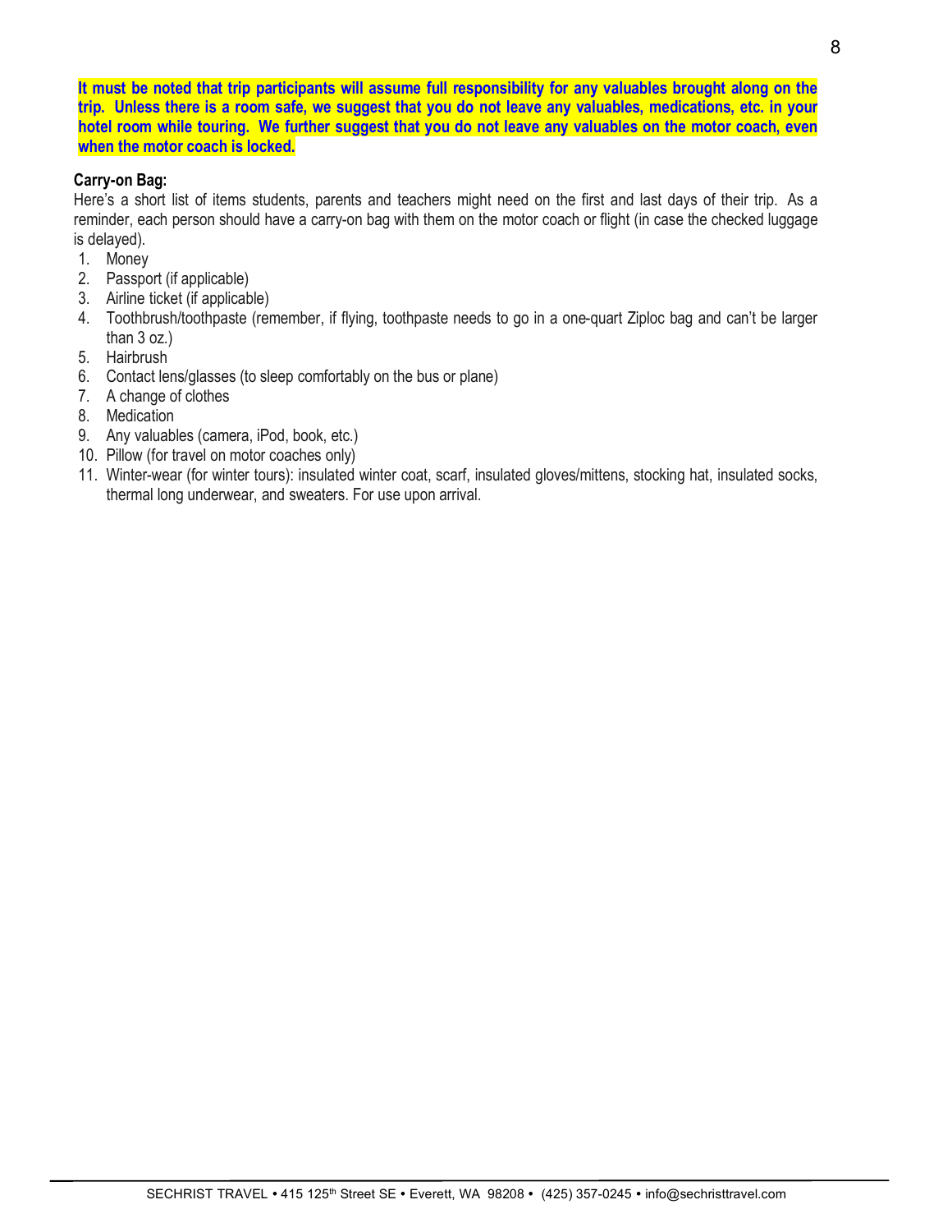**It must be noted that trip participants will assume full responsibility for any valuables brought along on the trip. Unless there is a room safe, we suggest that you do not leave any valuables, medications, etc. in your hotel room while touring. We further suggest that you do not leave any valuables on the motor coach, even when the motor coach is locked.**

**Carry-on Bag:**

Here's a short list of items students, parents and teachers might need on the first and last days of their trip. As a reminder, each person should have a carry-on bag with them on the motor coach or flight (in case the checked luggage is delayed).

1. Money
2. Passport (if applicable)
3. Airline ticket (if applicable)
4. Toothbrush/toothpaste (remember, if flying, toothpaste needs to go in a one-quart Ziploc bag and can't be larger than 3 oz.)
5. Hairbrush
6. Contact lens/glasses (to sleep comfortably on the bus or plane)
7. A change of clothes
8. Medication
9. Any valuables (camera, iPod, book, etc.)
10. Pillow (for travel on motor coaches only)
11. Winter-wear (for winter tours): insulated winter coat, scarf, insulated gloves/mittens, stocking hat, insulated socks, thermal long underwear, and sweaters. For use upon arrival.